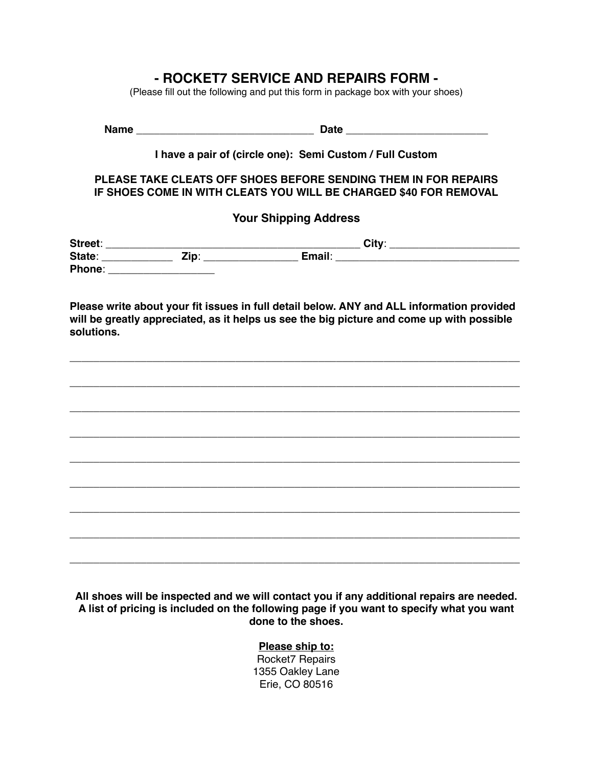# - ROCKET7 SERVICE AND REPAIRS FORM -

(Please fill out the following and put this form in package box with your shoes)

**Name** ______________________________ **Date** ________________________

**I have a pair of (circle one): Semi Custom / Full Custom**

**PLEASE TAKE CLEATS OFF SHOES BEFORE SENDING THEM IN FOR REPAIRS**
**IF SHOES COME IN WITH CLEATS YOU WILL BE CHARGED $40 FOR REMOVAL**

## Your Shipping Address

**Street**: ___________________________________________ **City**: _____________________
**State**: ____________ **Zip**: ________________ **Email**: ______________________________
**Phone**: __________________

**Please write about your fit issues in full detail below. ANY and ALL information provided will be greatly appreciated, as it helps us see the big picture and come up with possible solutions.**

_______________________________________________________________________________

_______________________________________________________________________________

_______________________________________________________________________________

_______________________________________________________________________________

_______________________________________________________________________________

_______________________________________________________________________________

_______________________________________________________________________________

_______________________________________________________________________________

_______________________________________________________________________________

**All shoes will be inspected and we will contact you if any additional repairs are needed. A list of pricing is included on the following page if you want to specify what you want done to the shoes.**

**Please ship to:**
Rocket7 Repairs
1355 Oakley Lane
Erie, CO 80516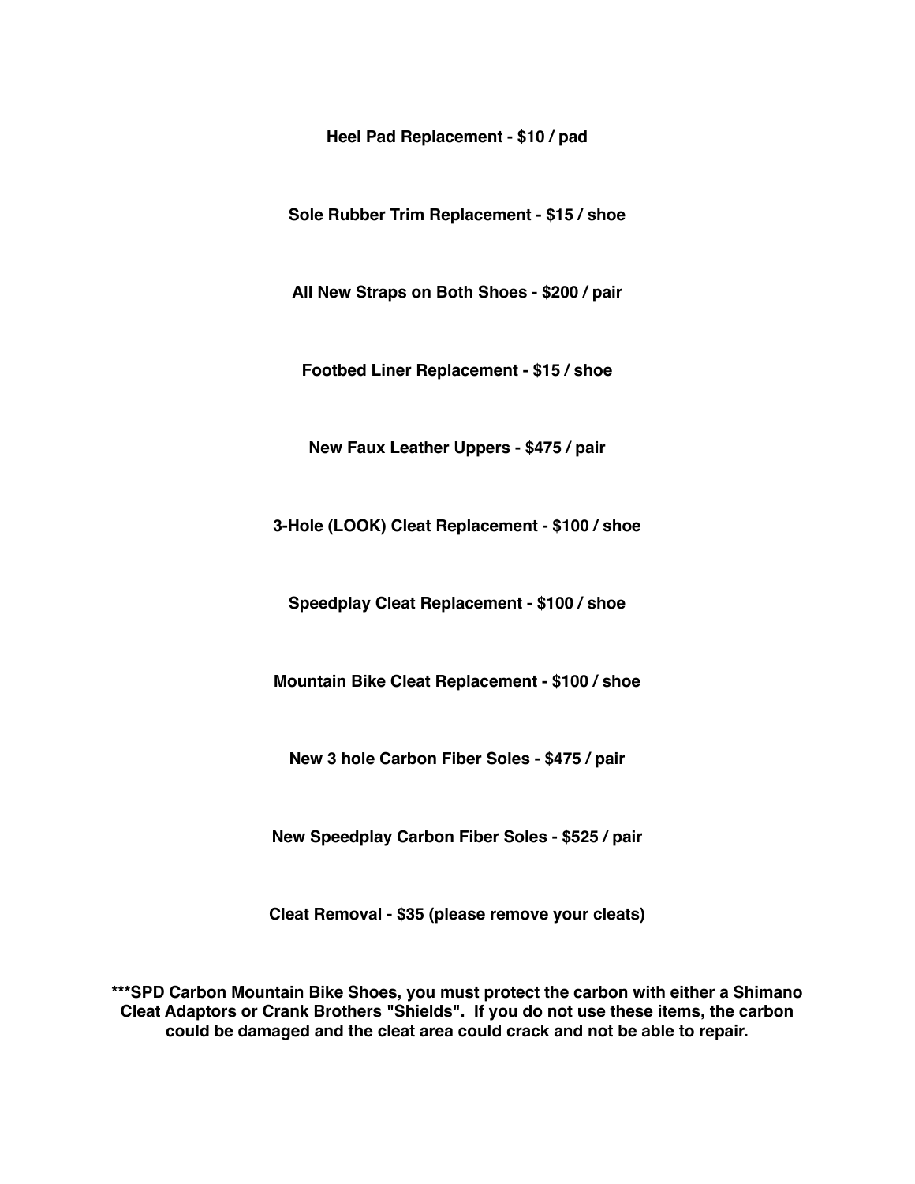**Heel Pad Replacement - $10 / pad**

**Sole Rubber Trim Replacement - $15 / shoe**

**All New Straps on Both Shoes - $200 / pair**

**Footbed Liner Replacement - $15 / shoe**

**New Faux Leather Uppers - $475 / pair**

**3-Hole (LOOK) Cleat Replacement - $100 / shoe**

**Speedplay Cleat Replacement - $100 / shoe**

**Mountain Bike Cleat Replacement - $100 / shoe**

**New 3 hole Carbon Fiber Soles - $475 / pair**

**New Speedplay Carbon Fiber Soles - $525 / pair**

**Cleat Removal - $35 (please remove your cleats)**

**\*\*\*SPD Carbon Mountain Bike Shoes, you must protect the carbon with either a Shimano Cleat Adaptors or Crank Brothers "Shields". If you do not use these items, the carbon could be damaged and the cleat area could crack and not be able to repair.**